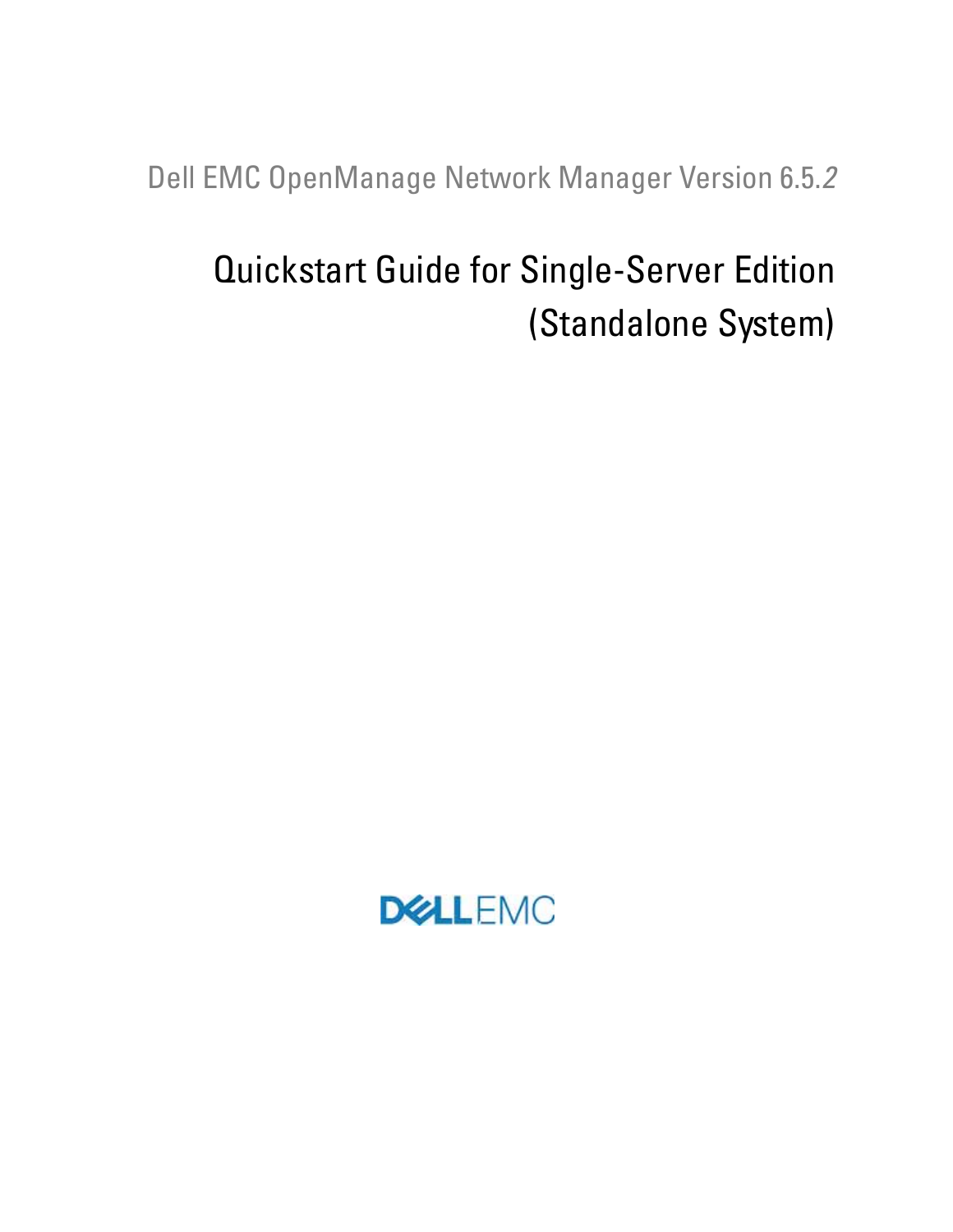Dell EMC OpenManage Network Manager Version 6.5.2

# Quickstart Guide for Single-Server Edition (Standalone System)

DELL EMC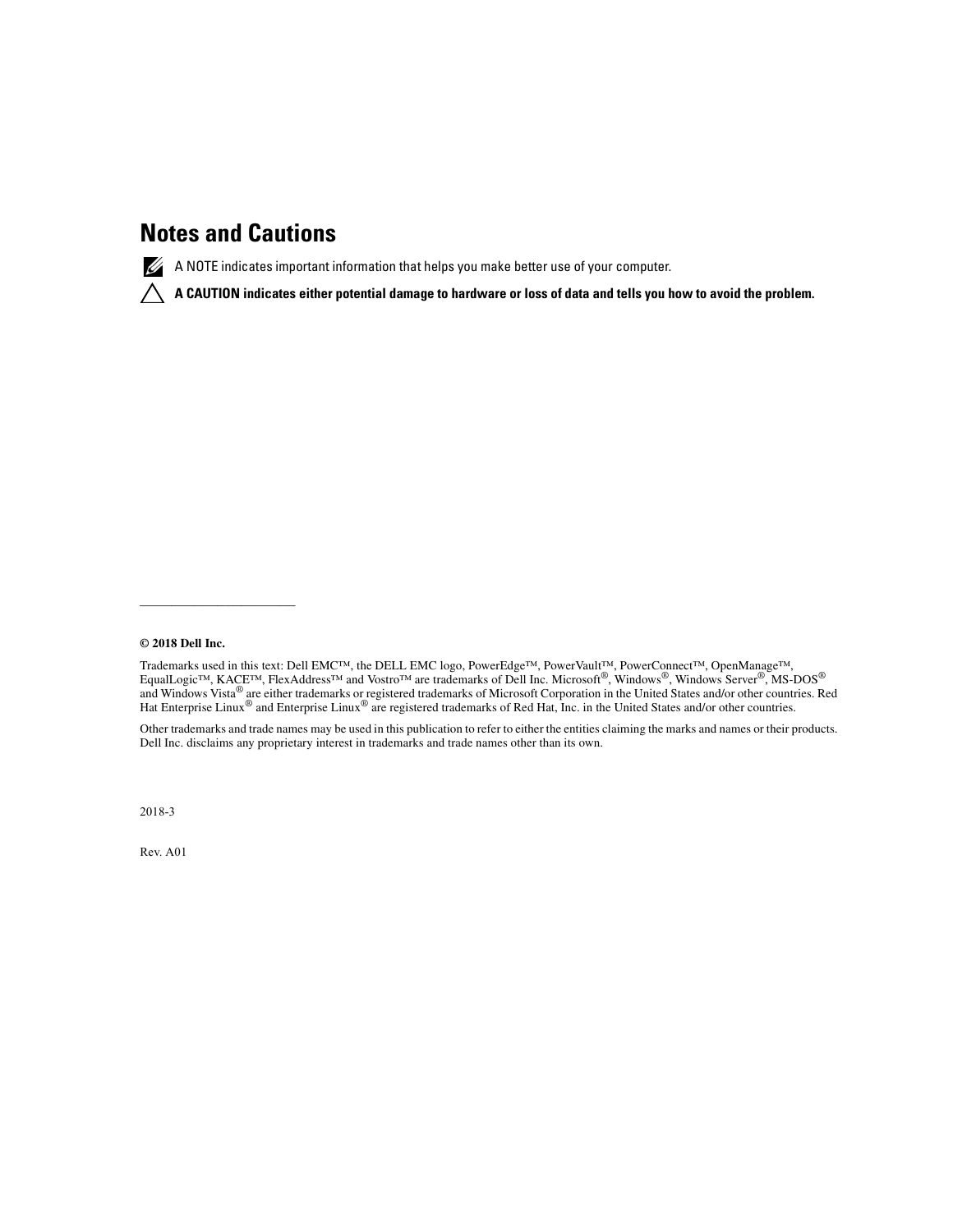## Notes and Cautions

A NOTE indicates important information that helps you make better use of your computer.

**A CAUTION indicates either potential damage to hardware or loss of data and tells you how to avoid the problem.**

---

**© 2018 Dell Inc.**

Trademarks used in this text: Dell EMC™, the DELL EMC logo, PowerEdge™, PowerVault™, PowerConnect™, OpenManage™, EqualLogic™, KACE™, FlexAddress™ and Vostro™ are trademarks of Dell Inc. Microsoft®, Windows®, Windows Server®, MS-DOS® and Windows Vista® are either trademarks or registered trademarks of Microsoft Corporation in the United States and/or other countries. Red Hat Enterprise Linux® and Enterprise Linux® are registered trademarks of Red Hat, Inc. in the United States and/or other countries.

Other trademarks and trade names may be used in this publication to refer to either the entities claiming the marks and names or their products. Dell Inc. disclaims any proprietary interest in trademarks and trade names other than its own.

2018-3

Rev. A01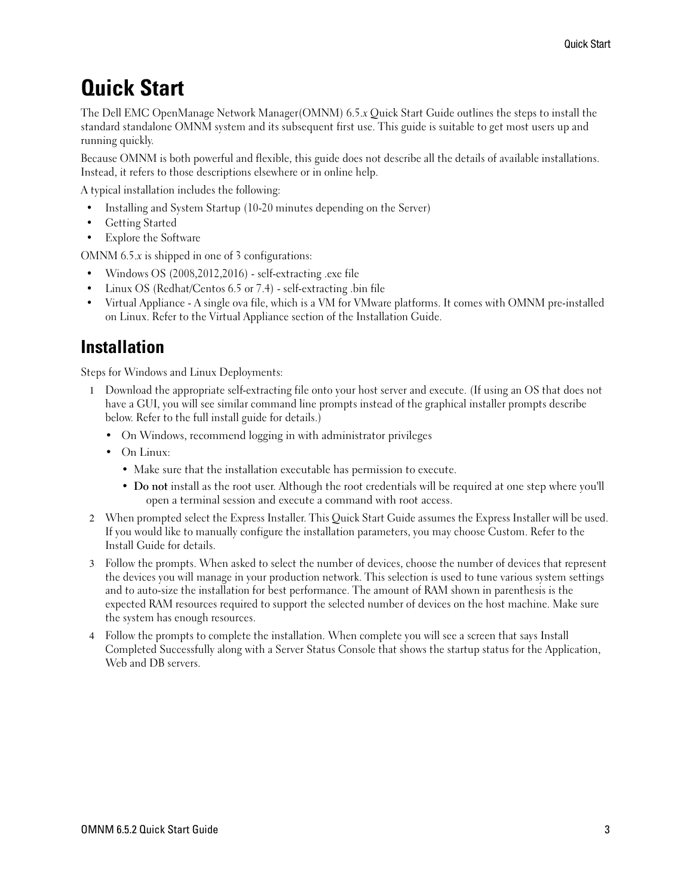# Quick Start

The Dell EMC OpenManage Network Manager(OMNM) 6.5.*x* Quick Start Guide outlines the steps to install the standard standalone OMNM system and its subsequent first use. This guide is suitable to get most users up and running quickly.

Because OMNM is both powerful and flexible, this guide does not describe all the details of available installations. Instead, it refers to those descriptions elsewhere or in online help.

A typical installation includes the following:

- Installing and System Startup (10-20 minutes depending on the Server)
- Getting Started
- Explore the Software

OMNM 6.5.*x* is shipped in one of 3 configurations:

- Windows OS (2008,2012,2016) - self-extracting .exe file
- Linux OS (Redhat/Centos 6.5 or 7.4) - self-extracting .bin file
- Virtual Appliance - A single ova file, which is a VM for VMware platforms. It comes with OMNM pre-installed on Linux. Refer to the Virtual Appliance section of the Installation Guide.

## Installation

Steps for Windows and Linux Deployments:

1. Download the appropriate self-extracting file onto your host server and execute. (If using an OS that does not have a GUI, you will see similar command line prompts instead of the graphical installer prompts describe below. Refer to the full install guide for details.)
   - On Windows, recommend logging in with administrator privileges
   - On Linux:
     - Make sure that the installation executable has permission to execute.
     - **Do not** install as the root user. Although the root credentials will be required at one step where you'll open a terminal session and execute a command with root access.
2. When prompted select the Express Installer. This Quick Start Guide assumes the Express Installer will be used. If you would like to manually configure the installation parameters, you may choose Custom. Refer to the Install Guide for details.
3. Follow the prompts. When asked to select the number of devices, choose the number of devices that represent the devices you will manage in your production network. This selection is used to tune various system settings and to auto-size the installation for best performance. The amount of RAM shown in parenthesis is the expected RAM resources required to support the selected number of devices on the host machine. Make sure the system has enough resources.
4. Follow the prompts to complete the installation. When complete you will see a screen that says Install Completed Successfully along with a Server Status Console that shows the startup status for the Application, Web and DB servers.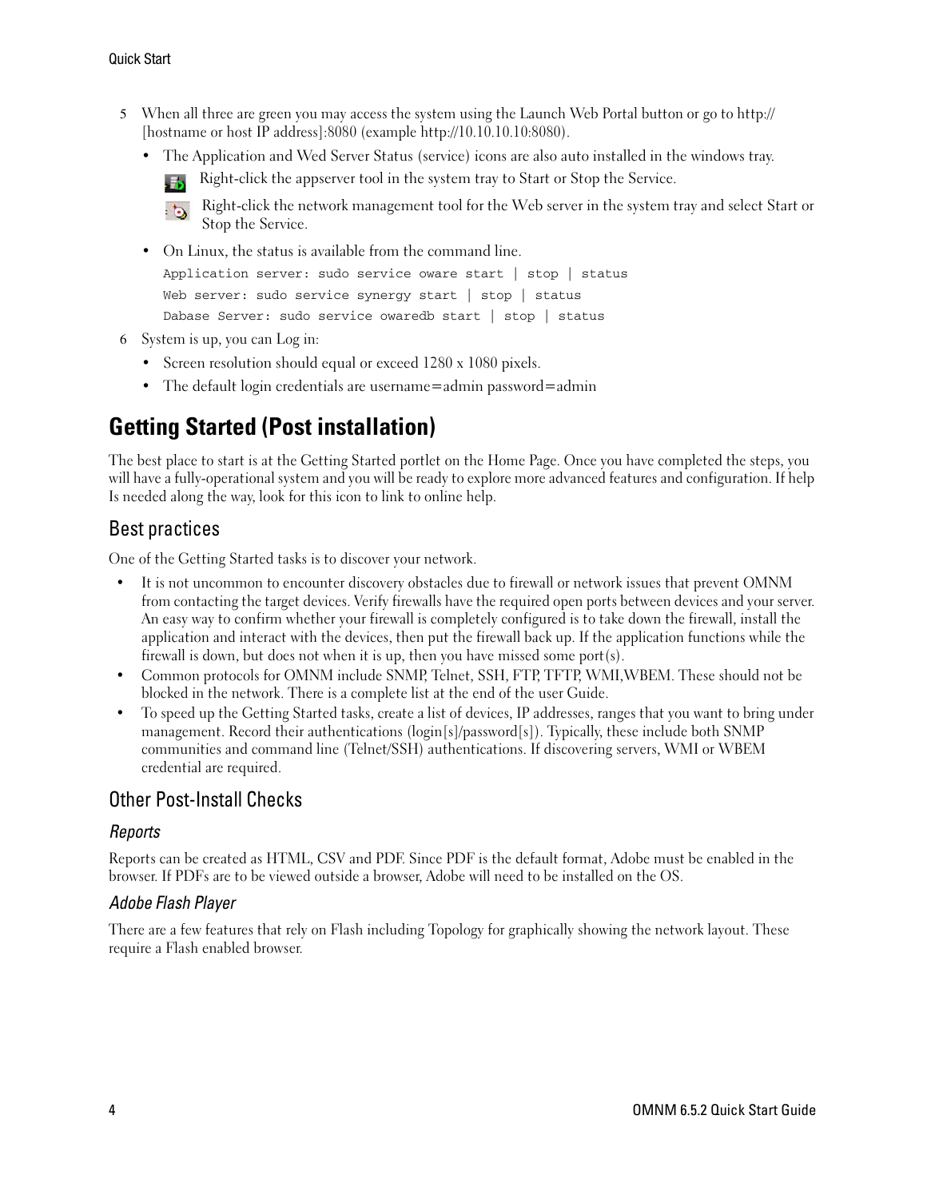5 When all three are green you may access the system using the Launch Web Portal button or go to http://[hostname or host IP address]:8080 (example http://10.10.10.10:8080).

- The Application and Wed Server Status (service) icons are also auto installed in the windows tray.

  Right-click the appserver tool in the system tray to Start or Stop the Service.

  Right-click the network management tool for the Web server in the system tray and select Start or Stop the Service.

- On Linux, the status is available from the command line.

```
Application server: sudo service oware start | stop | status
Web server: sudo service synergy start | stop | status
Dabase Server: sudo service owaredb start | stop | status
```

6 System is up, you can Log in:

- Screen resolution should equal or exceed 1280 x 1080 pixels.
- The default login credentials are username=admin password=admin

# Getting Started (Post installation)

The best place to start is at the Getting Started portlet on the Home Page. Once you have completed the steps, you will have a fully-operational system and you will be ready to explore more advanced features and configuration. If help Is needed along the way, look for this icon to link to online help.

## Best practices

One of the Getting Started tasks is to discover your network.

- It is not uncommon to encounter discovery obstacles due to firewall or network issues that prevent OMNM from contacting the target devices. Verify firewalls have the required open ports between devices and your server. An easy way to confirm whether your firewall is completely configured is to take down the firewall, install the application and interact with the devices, then put the firewall back up. If the application functions while the firewall is down, but does not when it is up, then you have missed some port(s).
- Common protocols for OMNM include SNMP, Telnet, SSH, FTP, TFTP, WMI,WBEM. These should not be blocked in the network. There is a complete list at the end of the user Guide.
- To speed up the Getting Started tasks, create a list of devices, IP addresses, ranges that you want to bring under management. Record their authentications (login[s]/password[s]). Typically, these include both SNMP communities and command line (Telnet/SSH) authentications. If discovering servers, WMI or WBEM credential are required.

## Other Post-Install Checks

### *Reports*

Reports can be created as HTML, CSV and PDF. Since PDF is the default format, Adobe must be enabled in the browser. If PDFs are to be viewed outside a browser, Adobe will need to be installed on the OS.

### *Adobe Flash Player*

There are a few features that rely on Flash including Topology for graphically showing the network layout. These require a Flash enabled browser.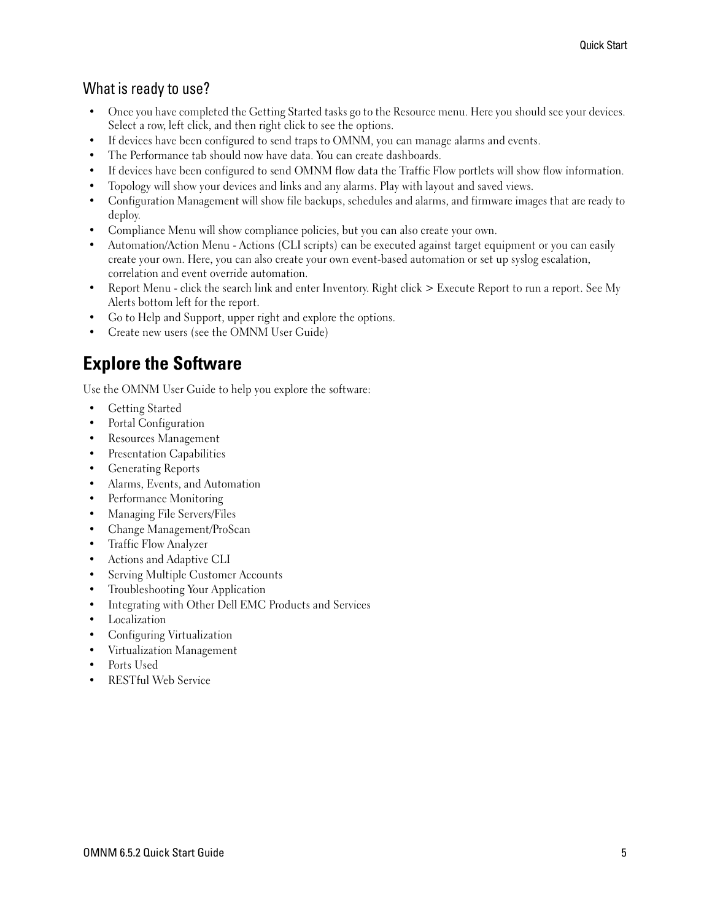## What is ready to use?

- Once you have completed the Getting Started tasks go to the Resource menu. Here you should see your devices. Select a row, left click, and then right click to see the options.
- If devices have been configured to send traps to OMNM, you can manage alarms and events.
- The Performance tab should now have data. You can create dashboards.
- If devices have been configured to send OMNM flow data the Traffic Flow portlets will show flow information.
- Topology will show your devices and links and any alarms. Play with layout and saved views.
- Configuration Management will show file backups, schedules and alarms, and firmware images that are ready to deploy.
- Compliance Menu will show compliance policies, but you can also create your own.
- Automation/Action Menu - Actions (CLI scripts) can be executed against target equipment or you can easily create your own. Here, you can also create your own event-based automation or set up syslog escalation, correlation and event override automation.
- Report Menu - click the search link and enter Inventory. Right click > Execute Report to run a report. See My Alerts bottom left for the report.
- Go to Help and Support, upper right and explore the options.
- Create new users (see the OMNM User Guide)

# Explore the Software

Use the OMNM User Guide to help you explore the software:

- Getting Started
- Portal Configuration
- Resources Management
- Presentation Capabilities
- Generating Reports
- Alarms, Events, and Automation
- Performance Monitoring
- Managing File Servers/Files
- Change Management/ProScan
- Traffic Flow Analyzer
- Actions and Adaptive CLI
- Serving Multiple Customer Accounts
- Troubleshooting Your Application
- Integrating with Other Dell EMC Products and Services
- Localization
- Configuring Virtualization
- Virtualization Management
- Ports Used
- RESTful Web Service